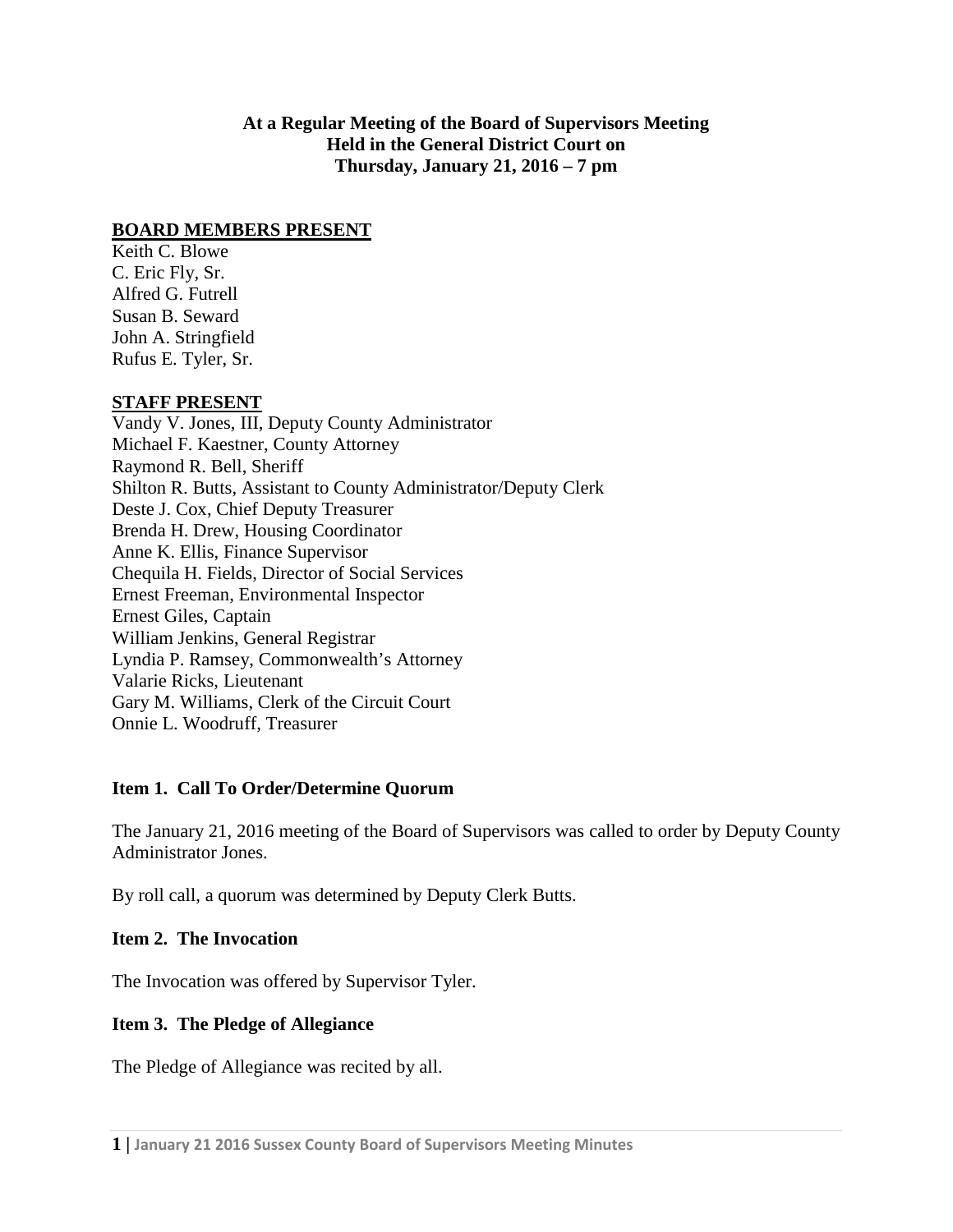**At a Regular Meeting of the Board of Supervisors Meeting**
**Held in the General District Court on**
**Thursday, January 21, 2016 – 7 pm**

## BOARD MEMBERS PRESENT

Keith C. Blowe
C. Eric Fly, Sr.
Alfred G. Futrell
Susan B. Seward
John A. Stringfield
Rufus E. Tyler, Sr.

## STAFF PRESENT

Vandy V. Jones, III, Deputy County Administrator
Michael F. Kaestner, County Attorney
Raymond R. Bell, Sheriff
Shilton R. Butts, Assistant to County Administrator/Deputy Clerk
Deste J. Cox, Chief Deputy Treasurer
Brenda H. Drew, Housing Coordinator
Anne K. Ellis, Finance Supervisor
Chequila H. Fields, Director of Social Services
Ernest Freeman, Environmental Inspector
Ernest Giles, Captain
William Jenkins, General Registrar
Lyndia P. Ramsey, Commonwealth's Attorney
Valarie Ricks, Lieutenant
Gary M. Williams, Clerk of the Circuit Court
Onnie L. Woodruff, Treasurer

### Item 1. Call To Order/Determine Quorum

The January 21, 2016 meeting of the Board of Supervisors was called to order by Deputy County Administrator Jones.

By roll call, a quorum was determined by Deputy Clerk Butts.

### Item 2. The Invocation

The Invocation was offered by Supervisor Tyler.

### Item 3. The Pledge of Allegiance

The Pledge of Allegiance was recited by all.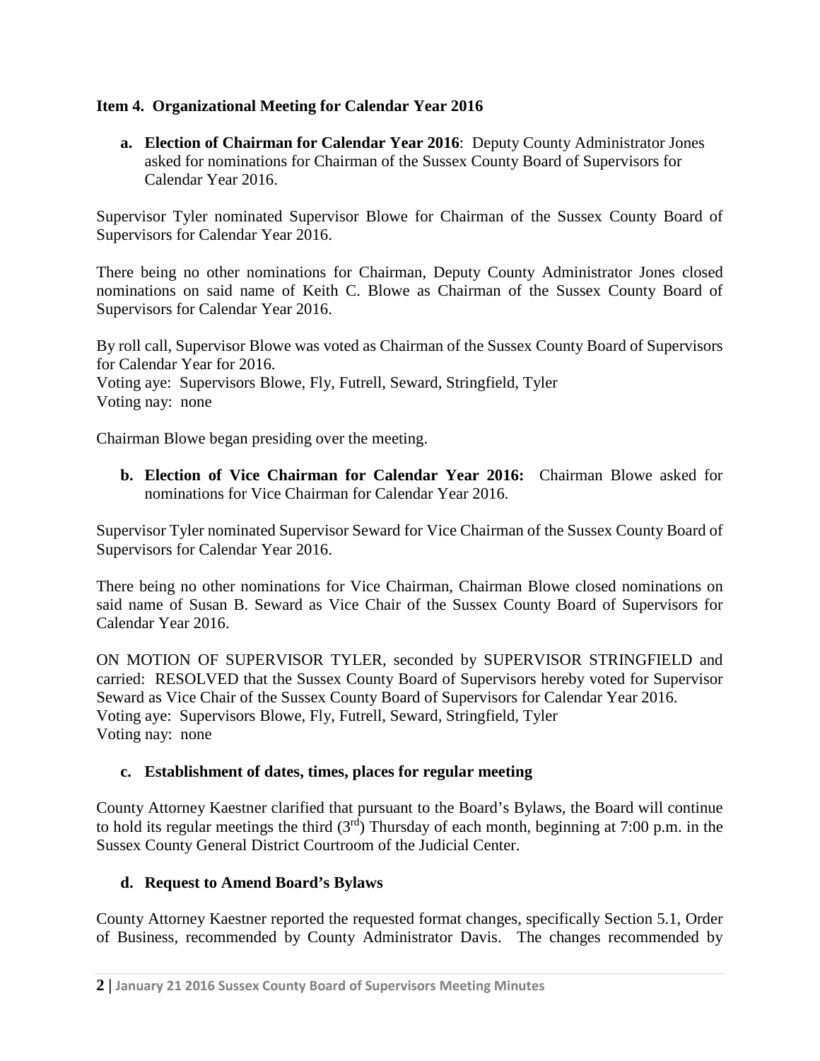### Item 4. Organizational Meeting for Calendar Year 2016

**a. Election of Chairman for Calendar Year 2016**: Deputy County Administrator Jones asked for nominations for Chairman of the Sussex County Board of Supervisors for Calendar Year 2016.

Supervisor Tyler nominated Supervisor Blowe for Chairman of the Sussex County Board of Supervisors for Calendar Year 2016.

There being no other nominations for Chairman, Deputy County Administrator Jones closed nominations on said name of Keith C. Blowe as Chairman of the Sussex County Board of Supervisors for Calendar Year 2016.

By roll call, Supervisor Blowe was voted as Chairman of the Sussex County Board of Supervisors for Calendar Year for 2016.
Voting aye: Supervisors Blowe, Fly, Futrell, Seward, Stringfield, Tyler
Voting nay: none

Chairman Blowe began presiding over the meeting.

**b. Election of Vice Chairman for Calendar Year 2016:** Chairman Blowe asked for nominations for Vice Chairman for Calendar Year 2016.

Supervisor Tyler nominated Supervisor Seward for Vice Chairman of the Sussex County Board of Supervisors for Calendar Year 2016.

There being no other nominations for Vice Chairman, Chairman Blowe closed nominations on said name of Susan B. Seward as Vice Chair of the Sussex County Board of Supervisors for Calendar Year 2016.

ON MOTION OF SUPERVISOR TYLER, seconded by SUPERVISOR STRINGFIELD and carried: RESOLVED that the Sussex County Board of Supervisors hereby voted for Supervisor Seward as Vice Chair of the Sussex County Board of Supervisors for Calendar Year 2016.
Voting aye: Supervisors Blowe, Fly, Futrell, Seward, Stringfield, Tyler
Voting nay: none

**c. Establishment of dates, times, places for regular meeting**

County Attorney Kaestner clarified that pursuant to the Board's Bylaws, the Board will continue to hold its regular meetings the third (3rd) Thursday of each month, beginning at 7:00 p.m. in the Sussex County General District Courtroom of the Judicial Center.

**d. Request to Amend Board's Bylaws**

County Attorney Kaestner reported the requested format changes, specifically Section 5.1, Order of Business, recommended by County Administrator Davis. The changes recommended by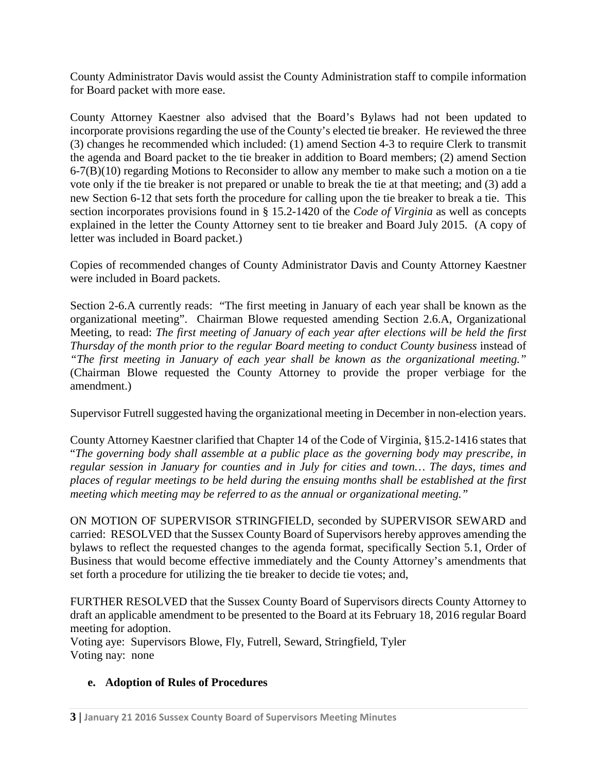County Administrator Davis would assist the County Administration staff to compile information for Board packet with more ease.

County Attorney Kaestner also advised that the Board's Bylaws had not been updated to incorporate provisions regarding the use of the County's elected tie breaker. He reviewed the three (3) changes he recommended which included: (1) amend Section 4-3 to require Clerk to transmit the agenda and Board packet to the tie breaker in addition to Board members; (2) amend Section 6-7(B)(10) regarding Motions to Reconsider to allow any member to make such a motion on a tie vote only if the tie breaker is not prepared or unable to break the tie at that meeting; and (3) add a new Section 6-12 that sets forth the procedure for calling upon the tie breaker to break a tie. This section incorporates provisions found in § 15.2-1420 of the *Code of Virginia* as well as concepts explained in the letter the County Attorney sent to tie breaker and Board July 2015. (A copy of letter was included in Board packet.)

Copies of recommended changes of County Administrator Davis and County Attorney Kaestner were included in Board packets.

Section 2-6.A currently reads: "The first meeting in January of each year shall be known as the organizational meeting". Chairman Blowe requested amending Section 2.6.A, Organizational Meeting, to read: *The first meeting of January of each year after elections will be held the first Thursday of the month prior to the regular Board meeting to conduct County business* instead of *"The first meeting in January of each year shall be known as the organizational meeting."* (Chairman Blowe requested the County Attorney to provide the proper verbiage for the amendment.)

Supervisor Futrell suggested having the organizational meeting in December in non-election years.

County Attorney Kaestner clarified that Chapter 14 of the Code of Virginia, §15.2-1416 states that "*The governing body shall assemble at a public place as the governing body may prescribe, in regular session in January for counties and in July for cities and town… The days, times and places of regular meetings to be held during the ensuing months shall be established at the first meeting which meeting may be referred to as the annual or organizational meeting."*

ON MOTION OF SUPERVISOR STRINGFIELD, seconded by SUPERVISOR SEWARD and carried: RESOLVED that the Sussex County Board of Supervisors hereby approves amending the bylaws to reflect the requested changes to the agenda format, specifically Section 5.1, Order of Business that would become effective immediately and the County Attorney's amendments that set forth a procedure for utilizing the tie breaker to decide tie votes; and,

FURTHER RESOLVED that the Sussex County Board of Supervisors directs County Attorney to draft an applicable amendment to be presented to the Board at its February 18, 2016 regular Board meeting for adoption.
Voting aye: Supervisors Blowe, Fly, Futrell, Seward, Stringfield, Tyler
Voting nay: none

**e. Adoption of Rules of Procedures**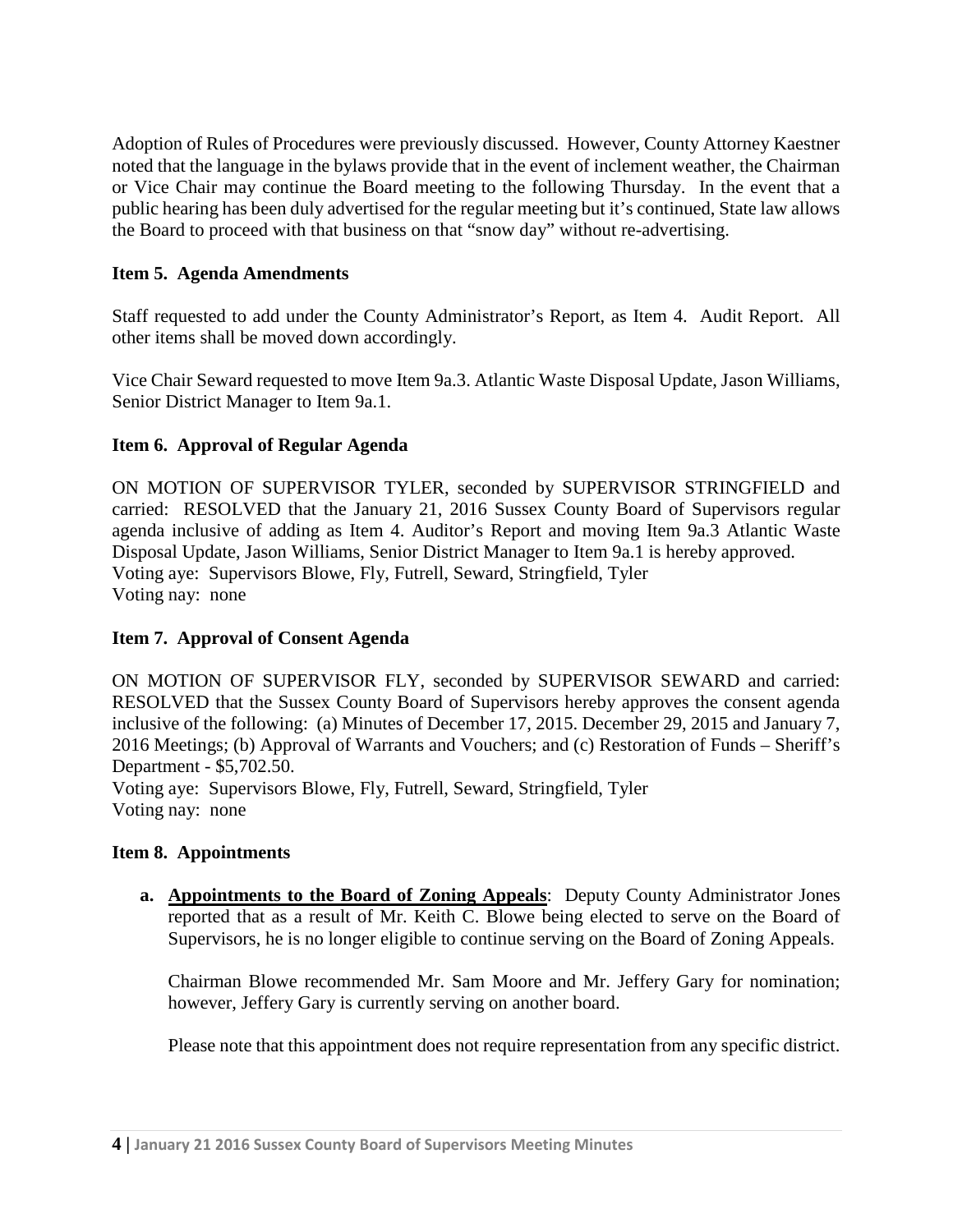Adoption of Rules of Procedures were previously discussed. However, County Attorney Kaestner noted that the language in the bylaws provide that in the event of inclement weather, the Chairman or Vice Chair may continue the Board meeting to the following Thursday. In the event that a public hearing has been duly advertised for the regular meeting but it's continued, State law allows the Board to proceed with that business on that "snow day" without re-advertising.

**Item 5. Agenda Amendments**

Staff requested to add under the County Administrator's Report, as Item 4. Audit Report. All other items shall be moved down accordingly.

Vice Chair Seward requested to move Item 9a.3. Atlantic Waste Disposal Update, Jason Williams, Senior District Manager to Item 9a.1.

**Item 6. Approval of Regular Agenda**

ON MOTION OF SUPERVISOR TYLER, seconded by SUPERVISOR STRINGFIELD and carried: RESOLVED that the January 21, 2016 Sussex County Board of Supervisors regular agenda inclusive of adding as Item 4. Auditor's Report and moving Item 9a.3 Atlantic Waste Disposal Update, Jason Williams, Senior District Manager to Item 9a.1 is hereby approved.
Voting aye: Supervisors Blowe, Fly, Futrell, Seward, Stringfield, Tyler
Voting nay: none

**Item 7. Approval of Consent Agenda**

ON MOTION OF SUPERVISOR FLY, seconded by SUPERVISOR SEWARD and carried: RESOLVED that the Sussex County Board of Supervisors hereby approves the consent agenda inclusive of the following: (a) Minutes of December 17, 2015. December 29, 2015 and January 7, 2016 Meetings; (b) Approval of Warrants and Vouchers; and (c) Restoration of Funds – Sheriff's Department - $5,702.50.
Voting aye: Supervisors Blowe, Fly, Futrell, Seward, Stringfield, Tyler
Voting nay: none

**Item 8. Appointments**

**a. Appointments to the Board of Zoning Appeals**: Deputy County Administrator Jones reported that as a result of Mr. Keith C. Blowe being elected to serve on the Board of Supervisors, he is no longer eligible to continue serving on the Board of Zoning Appeals.

Chairman Blowe recommended Mr. Sam Moore and Mr. Jeffery Gary for nomination; however, Jeffery Gary is currently serving on another board.

Please note that this appointment does not require representation from any specific district.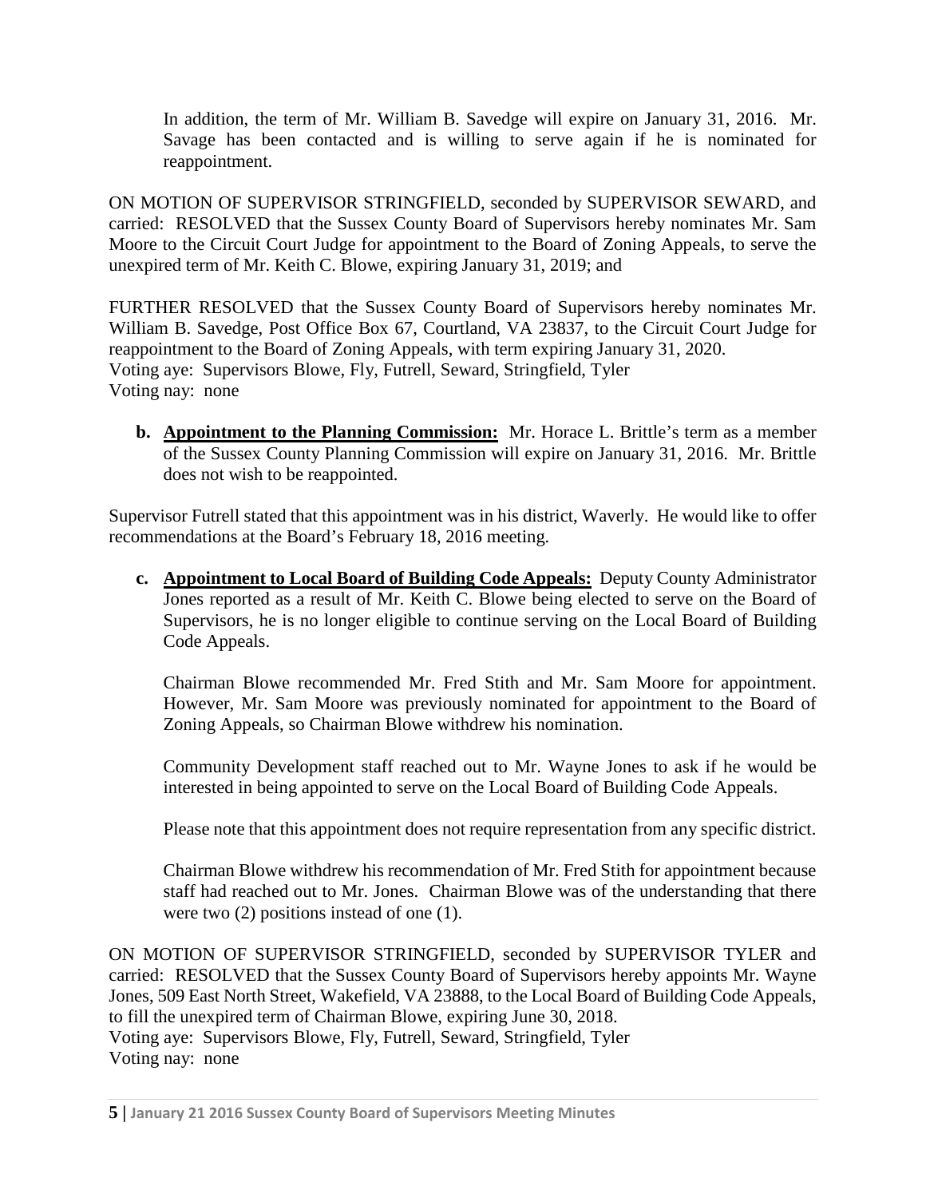In addition, the term of Mr. William B. Savedge will expire on January 31, 2016. Mr. Savage has been contacted and is willing to serve again if he is nominated for reappointment.

ON MOTION OF SUPERVISOR STRINGFIELD, seconded by SUPERVISOR SEWARD, and carried: RESOLVED that the Sussex County Board of Supervisors hereby nominates Mr. Sam Moore to the Circuit Court Judge for appointment to the Board of Zoning Appeals, to serve the unexpired term of Mr. Keith C. Blowe, expiring January 31, 2019; and

FURTHER RESOLVED that the Sussex County Board of Supervisors hereby nominates Mr. William B. Savedge, Post Office Box 67, Courtland, VA 23837, to the Circuit Court Judge for reappointment to the Board of Zoning Appeals, with term expiring January 31, 2020.
Voting aye: Supervisors Blowe, Fly, Futrell, Seward, Stringfield, Tyler
Voting nay: none

**b. Appointment to the Planning Commission:** Mr. Horace L. Brittle's term as a member of the Sussex County Planning Commission will expire on January 31, 2016. Mr. Brittle does not wish to be reappointed.

Supervisor Futrell stated that this appointment was in his district, Waverly. He would like to offer recommendations at the Board's February 18, 2016 meeting.

**c. Appointment to Local Board of Building Code Appeals:** Deputy County Administrator Jones reported as a result of Mr. Keith C. Blowe being elected to serve on the Board of Supervisors, he is no longer eligible to continue serving on the Local Board of Building Code Appeals.

Chairman Blowe recommended Mr. Fred Stith and Mr. Sam Moore for appointment. However, Mr. Sam Moore was previously nominated for appointment to the Board of Zoning Appeals, so Chairman Blowe withdrew his nomination.

Community Development staff reached out to Mr. Wayne Jones to ask if he would be interested in being appointed to serve on the Local Board of Building Code Appeals.

Please note that this appointment does not require representation from any specific district.

Chairman Blowe withdrew his recommendation of Mr. Fred Stith for appointment because staff had reached out to Mr. Jones. Chairman Blowe was of the understanding that there were two (2) positions instead of one (1).

ON MOTION OF SUPERVISOR STRINGFIELD, seconded by SUPERVISOR TYLER and carried: RESOLVED that the Sussex County Board of Supervisors hereby appoints Mr. Wayne Jones, 509 East North Street, Wakefield, VA 23888, to the Local Board of Building Code Appeals, to fill the unexpired term of Chairman Blowe, expiring June 30, 2018.
Voting aye: Supervisors Blowe, Fly, Futrell, Seward, Stringfield, Tyler
Voting nay: none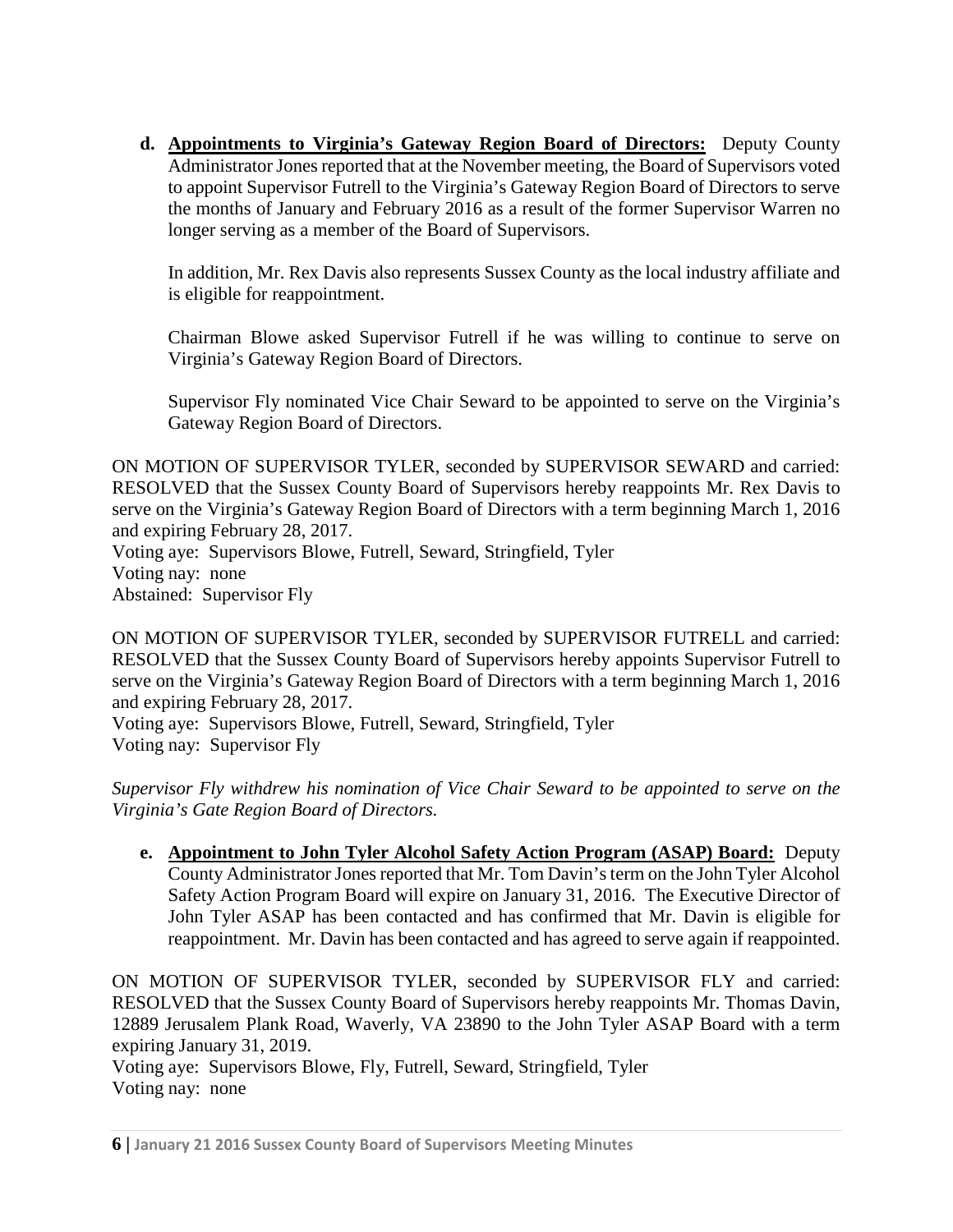d. **Appointments to Virginia's Gateway Region Board of Directors:** Deputy County Administrator Jones reported that at the November meeting, the Board of Supervisors voted to appoint Supervisor Futrell to the Virginia's Gateway Region Board of Directors to serve the months of January and February 2016 as a result of the former Supervisor Warren no longer serving as a member of the Board of Supervisors.

   In addition, Mr. Rex Davis also represents Sussex County as the local industry affiliate and is eligible for reappointment.

   Chairman Blowe asked Supervisor Futrell if he was willing to continue to serve on Virginia's Gateway Region Board of Directors.

   Supervisor Fly nominated Vice Chair Seward to be appointed to serve on the Virginia's Gateway Region Board of Directors.

ON MOTION OF SUPERVISOR TYLER, seconded by SUPERVISOR SEWARD and carried: RESOLVED that the Sussex County Board of Supervisors hereby reappoints Mr. Rex Davis to serve on the Virginia's Gateway Region Board of Directors with a term beginning March 1, 2016 and expiring February 28, 2017.
Voting aye: Supervisors Blowe, Futrell, Seward, Stringfield, Tyler
Voting nay: none
Abstained: Supervisor Fly

ON MOTION OF SUPERVISOR TYLER, seconded by SUPERVISOR FUTRELL and carried: RESOLVED that the Sussex County Board of Supervisors hereby appoints Supervisor Futrell to serve on the Virginia's Gateway Region Board of Directors with a term beginning March 1, 2016 and expiring February 28, 2017.
Voting aye: Supervisors Blowe, Futrell, Seward, Stringfield, Tyler
Voting nay: Supervisor Fly

*Supervisor Fly withdrew his nomination of Vice Chair Seward to be appointed to serve on the Virginia's Gate Region Board of Directors.*

e. **Appointment to John Tyler Alcohol Safety Action Program (ASAP) Board:** Deputy County Administrator Jones reported that Mr. Tom Davin's term on the John Tyler Alcohol Safety Action Program Board will expire on January 31, 2016. The Executive Director of John Tyler ASAP has been contacted and has confirmed that Mr. Davin is eligible for reappointment. Mr. Davin has been contacted and has agreed to serve again if reappointed.

ON MOTION OF SUPERVISOR TYLER, seconded by SUPERVISOR FLY and carried: RESOLVED that the Sussex County Board of Supervisors hereby reappoints Mr. Thomas Davin, 12889 Jerusalem Plank Road, Waverly, VA 23890 to the John Tyler ASAP Board with a term expiring January 31, 2019.
Voting aye: Supervisors Blowe, Fly, Futrell, Seward, Stringfield, Tyler
Voting nay: none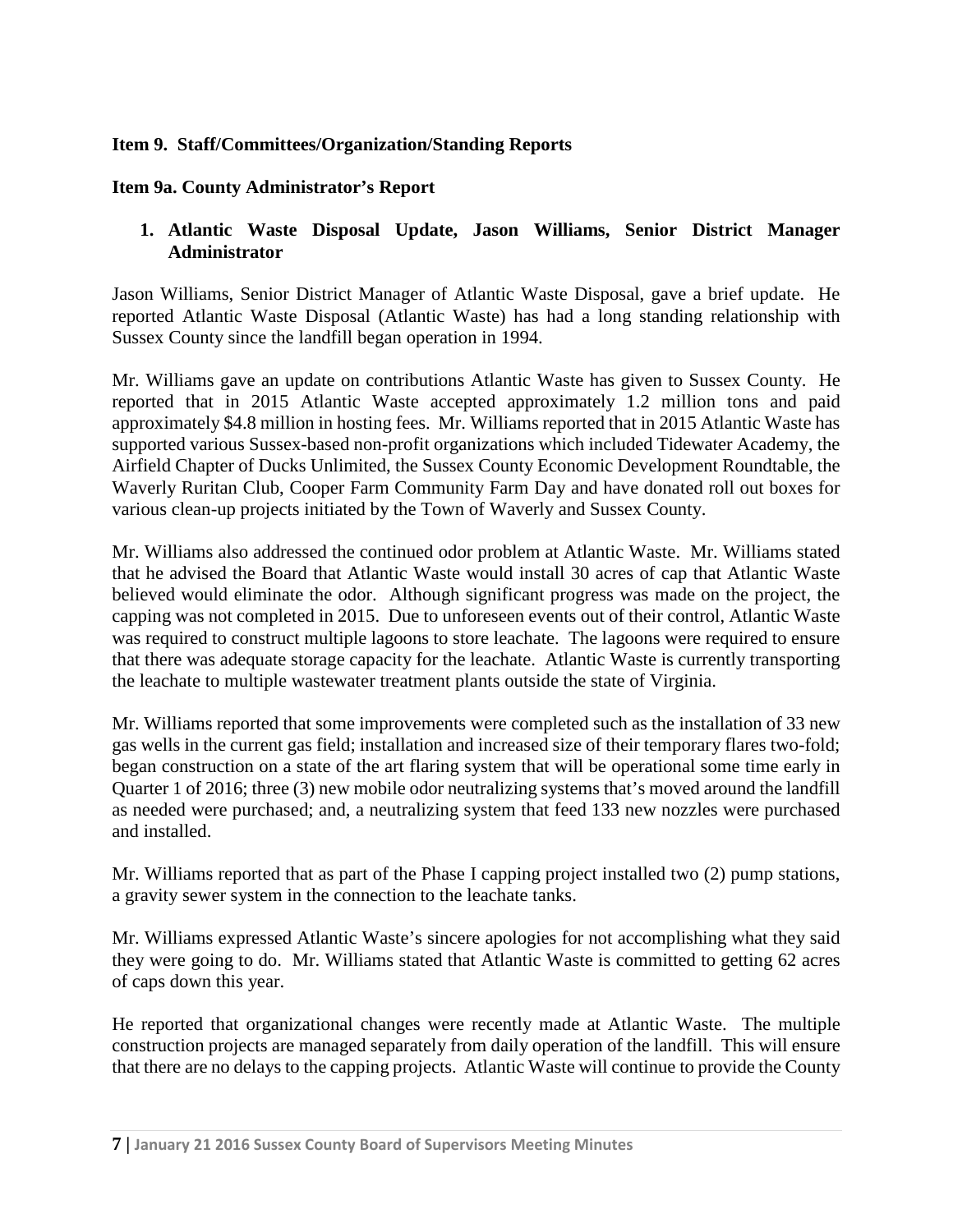**Item 9. Staff/Committees/Organization/Standing Reports**

**Item 9a. County Administrator's Report**

1. **Atlantic Waste Disposal Update, Jason Williams, Senior District Manager Administrator**

Jason Williams, Senior District Manager of Atlantic Waste Disposal, gave a brief update. He reported Atlantic Waste Disposal (Atlantic Waste) has had a long standing relationship with Sussex County since the landfill began operation in 1994.

Mr. Williams gave an update on contributions Atlantic Waste has given to Sussex County. He reported that in 2015 Atlantic Waste accepted approximately 1.2 million tons and paid approximately $4.8 million in hosting fees. Mr. Williams reported that in 2015 Atlantic Waste has supported various Sussex-based non-profit organizations which included Tidewater Academy, the Airfield Chapter of Ducks Unlimited, the Sussex County Economic Development Roundtable, the Waverly Ruritan Club, Cooper Farm Community Farm Day and have donated roll out boxes for various clean-up projects initiated by the Town of Waverly and Sussex County.

Mr. Williams also addressed the continued odor problem at Atlantic Waste. Mr. Williams stated that he advised the Board that Atlantic Waste would install 30 acres of cap that Atlantic Waste believed would eliminate the odor. Although significant progress was made on the project, the capping was not completed in 2015. Due to unforeseen events out of their control, Atlantic Waste was required to construct multiple lagoons to store leachate. The lagoons were required to ensure that there was adequate storage capacity for the leachate. Atlantic Waste is currently transporting the leachate to multiple wastewater treatment plants outside the state of Virginia.

Mr. Williams reported that some improvements were completed such as the installation of 33 new gas wells in the current gas field; installation and increased size of their temporary flares two-fold; began construction on a state of the art flaring system that will be operational some time early in Quarter 1 of 2016; three (3) new mobile odor neutralizing systems that's moved around the landfill as needed were purchased; and, a neutralizing system that feed 133 new nozzles were purchased and installed.

Mr. Williams reported that as part of the Phase I capping project installed two (2) pump stations, a gravity sewer system in the connection to the leachate tanks.

Mr. Williams expressed Atlantic Waste's sincere apologies for not accomplishing what they said they were going to do. Mr. Williams stated that Atlantic Waste is committed to getting 62 acres of caps down this year.

He reported that organizational changes were recently made at Atlantic Waste. The multiple construction projects are managed separately from daily operation of the landfill. This will ensure that there are no delays to the capping projects. Atlantic Waste will continue to provide the County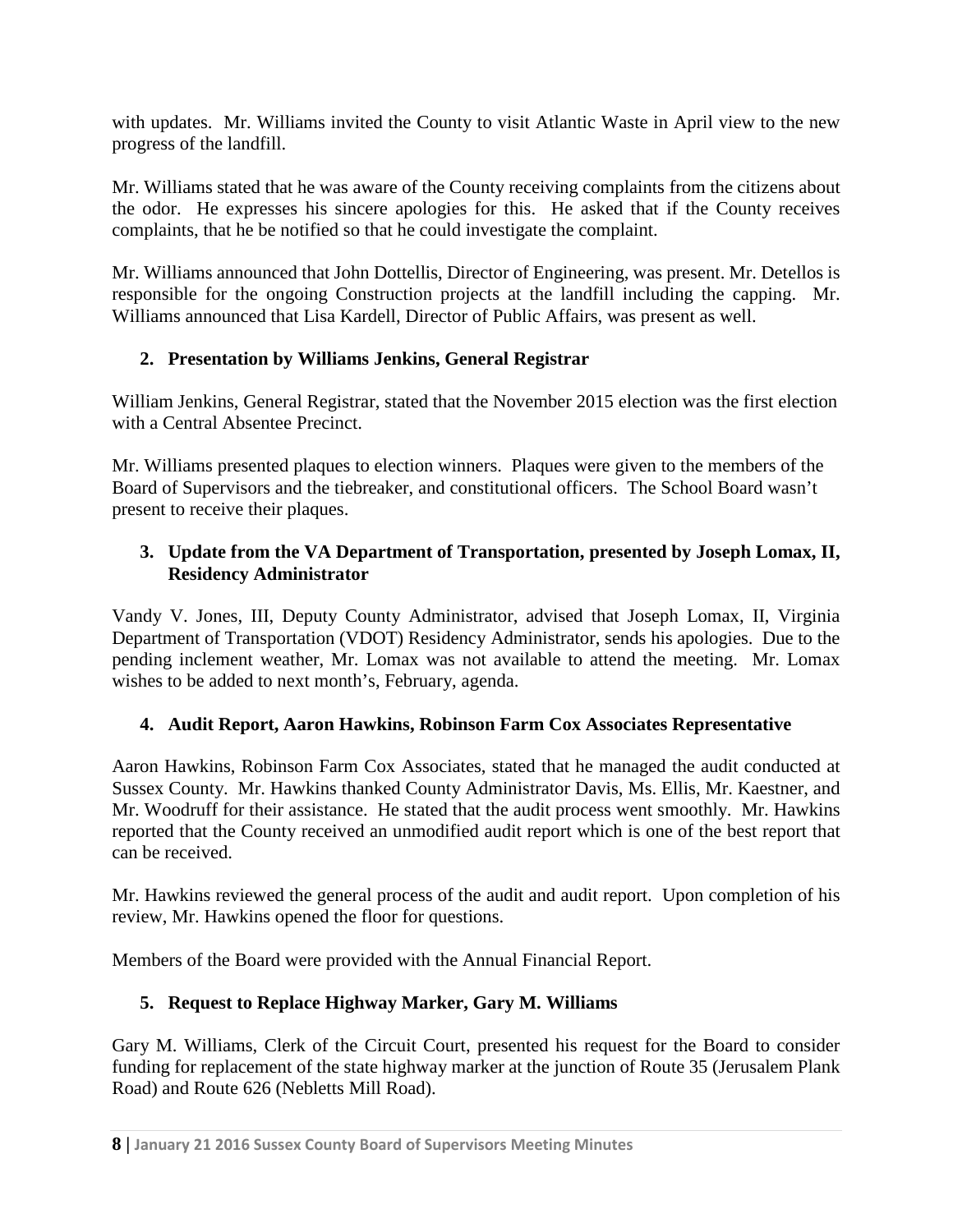with updates. Mr. Williams invited the County to visit Atlantic Waste in April view to the new progress of the landfill.

Mr. Williams stated that he was aware of the County receiving complaints from the citizens about the odor. He expresses his sincere apologies for this. He asked that if the County receives complaints, that he be notified so that he could investigate the complaint.

Mr. Williams announced that John Dottellis, Director of Engineering, was present. Mr. Detellos is responsible for the ongoing Construction projects at the landfill including the capping. Mr. Williams announced that Lisa Kardell, Director of Public Affairs, was present as well.

2. **Presentation by Williams Jenkins, General Registrar**

William Jenkins, General Registrar, stated that the November 2015 election was the first election with a Central Absentee Precinct.

Mr. Williams presented plaques to election winners. Plaques were given to the members of the Board of Supervisors and the tiebreaker, and constitutional officers. The School Board wasn't present to receive their plaques.

3. **Update from the VA Department of Transportation, presented by Joseph Lomax, II, Residency Administrator**

Vandy V. Jones, III, Deputy County Administrator, advised that Joseph Lomax, II, Virginia Department of Transportation (VDOT) Residency Administrator, sends his apologies. Due to the pending inclement weather, Mr. Lomax was not available to attend the meeting. Mr. Lomax wishes to be added to next month's, February, agenda.

4. **Audit Report, Aaron Hawkins, Robinson Farm Cox Associates Representative**

Aaron Hawkins, Robinson Farm Cox Associates, stated that he managed the audit conducted at Sussex County. Mr. Hawkins thanked County Administrator Davis, Ms. Ellis, Mr. Kaestner, and Mr. Woodruff for their assistance. He stated that the audit process went smoothly. Mr. Hawkins reported that the County received an unmodified audit report which is one of the best report that can be received.

Mr. Hawkins reviewed the general process of the audit and audit report. Upon completion of his review, Mr. Hawkins opened the floor for questions.

Members of the Board were provided with the Annual Financial Report.

5. **Request to Replace Highway Marker, Gary M. Williams**

Gary M. Williams, Clerk of the Circuit Court, presented his request for the Board to consider funding for replacement of the state highway marker at the junction of Route 35 (Jerusalem Plank Road) and Route 626 (Nebletts Mill Road).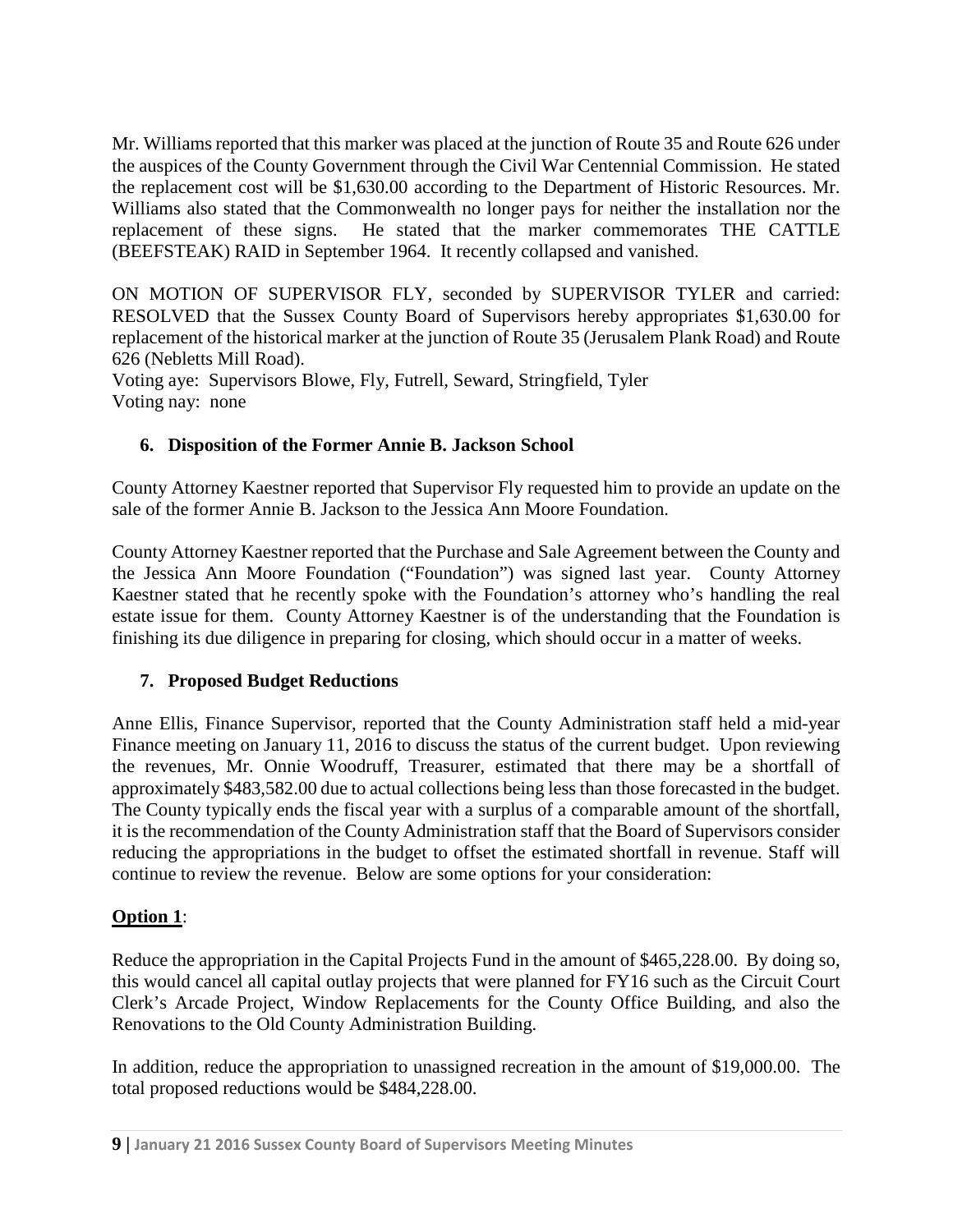Mr. Williams reported that this marker was placed at the junction of Route 35 and Route 626 under the auspices of the County Government through the Civil War Centennial Commission. He stated the replacement cost will be $1,630.00 according to the Department of Historic Resources. Mr. Williams also stated that the Commonwealth no longer pays for neither the installation nor the replacement of these signs. He stated that the marker commemorates THE CATTLE (BEEFSTEAK) RAID in September 1964. It recently collapsed and vanished.

ON MOTION OF SUPERVISOR FLY, seconded by SUPERVISOR TYLER and carried: RESOLVED that the Sussex County Board of Supervisors hereby appropriates $1,630.00 for replacement of the historical marker at the junction of Route 35 (Jerusalem Plank Road) and Route 626 (Nebletts Mill Road).
Voting aye: Supervisors Blowe, Fly, Futrell, Seward, Stringfield, Tyler
Voting nay: none

### 6. Disposition of the Former Annie B. Jackson School

County Attorney Kaestner reported that Supervisor Fly requested him to provide an update on the sale of the former Annie B. Jackson to the Jessica Ann Moore Foundation.

County Attorney Kaestner reported that the Purchase and Sale Agreement between the County and the Jessica Ann Moore Foundation ("Foundation") was signed last year. County Attorney Kaestner stated that he recently spoke with the Foundation's attorney who's handling the real estate issue for them. County Attorney Kaestner is of the understanding that the Foundation is finishing its due diligence in preparing for closing, which should occur in a matter of weeks.

### 7. Proposed Budget Reductions

Anne Ellis, Finance Supervisor, reported that the County Administration staff held a mid-year Finance meeting on January 11, 2016 to discuss the status of the current budget. Upon reviewing the revenues, Mr. Onnie Woodruff, Treasurer, estimated that there may be a shortfall of approximately $483,582.00 due to actual collections being less than those forecasted in the budget. The County typically ends the fiscal year with a surplus of a comparable amount of the shortfall, it is the recommendation of the County Administration staff that the Board of Supervisors consider reducing the appropriations in the budget to offset the estimated shortfall in revenue. Staff will continue to review the revenue. Below are some options for your consideration:

**Option 1**:

Reduce the appropriation in the Capital Projects Fund in the amount of $465,228.00. By doing so, this would cancel all capital outlay projects that were planned for FY16 such as the Circuit Court Clerk's Arcade Project, Window Replacements for the County Office Building, and also the Renovations to the Old County Administration Building.

In addition, reduce the appropriation to unassigned recreation in the amount of $19,000.00. The total proposed reductions would be $484,228.00.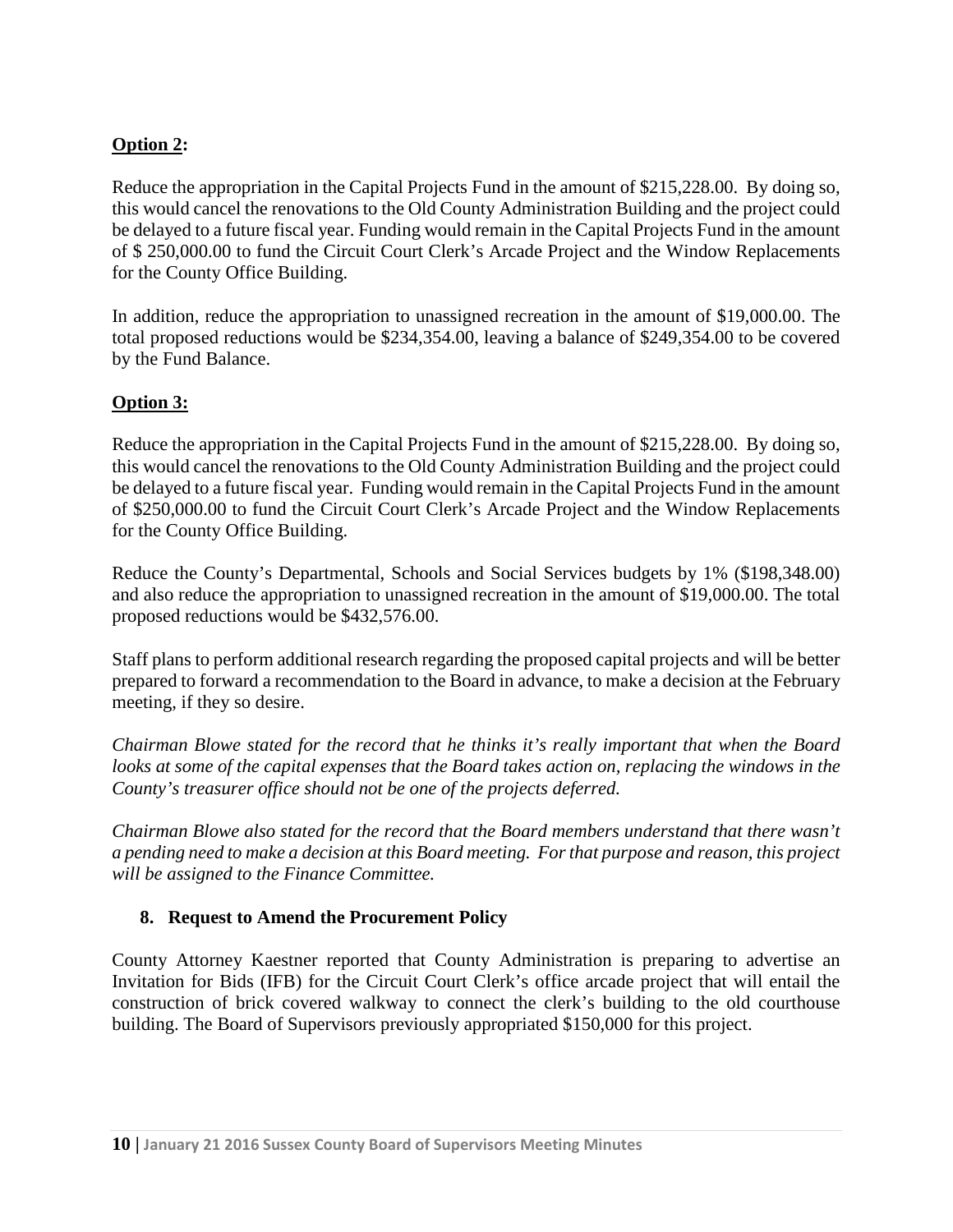**Option 2:**

Reduce the appropriation in the Capital Projects Fund in the amount of $215,228.00. By doing so, this would cancel the renovations to the Old County Administration Building and the project could be delayed to a future fiscal year. Funding would remain in the Capital Projects Fund in the amount of $ 250,000.00 to fund the Circuit Court Clerk's Arcade Project and the Window Replacements for the County Office Building.

In addition, reduce the appropriation to unassigned recreation in the amount of $19,000.00. The total proposed reductions would be $234,354.00, leaving a balance of $249,354.00 to be covered by the Fund Balance.

**Option 3:**

Reduce the appropriation in the Capital Projects Fund in the amount of $215,228.00. By doing so, this would cancel the renovations to the Old County Administration Building and the project could be delayed to a future fiscal year. Funding would remain in the Capital Projects Fund in the amount of $250,000.00 to fund the Circuit Court Clerk's Arcade Project and the Window Replacements for the County Office Building.

Reduce the County's Departmental, Schools and Social Services budgets by 1% ($198,348.00) and also reduce the appropriation to unassigned recreation in the amount of $19,000.00. The total proposed reductions would be $432,576.00.

Staff plans to perform additional research regarding the proposed capital projects and will be better prepared to forward a recommendation to the Board in advance, to make a decision at the February meeting, if they so desire.

*Chairman Blowe stated for the record that he thinks it's really important that when the Board looks at some of the capital expenses that the Board takes action on, replacing the windows in the County's treasurer office should not be one of the projects deferred.*

*Chairman Blowe also stated for the record that the Board members understand that there wasn't a pending need to make a decision at this Board meeting. For that purpose and reason, this project will be assigned to the Finance Committee.*

**8. Request to Amend the Procurement Policy**

County Attorney Kaestner reported that County Administration is preparing to advertise an Invitation for Bids (IFB) for the Circuit Court Clerk's office arcade project that will entail the construction of brick covered walkway to connect the clerk's building to the old courthouse building. The Board of Supervisors previously appropriated $150,000 for this project.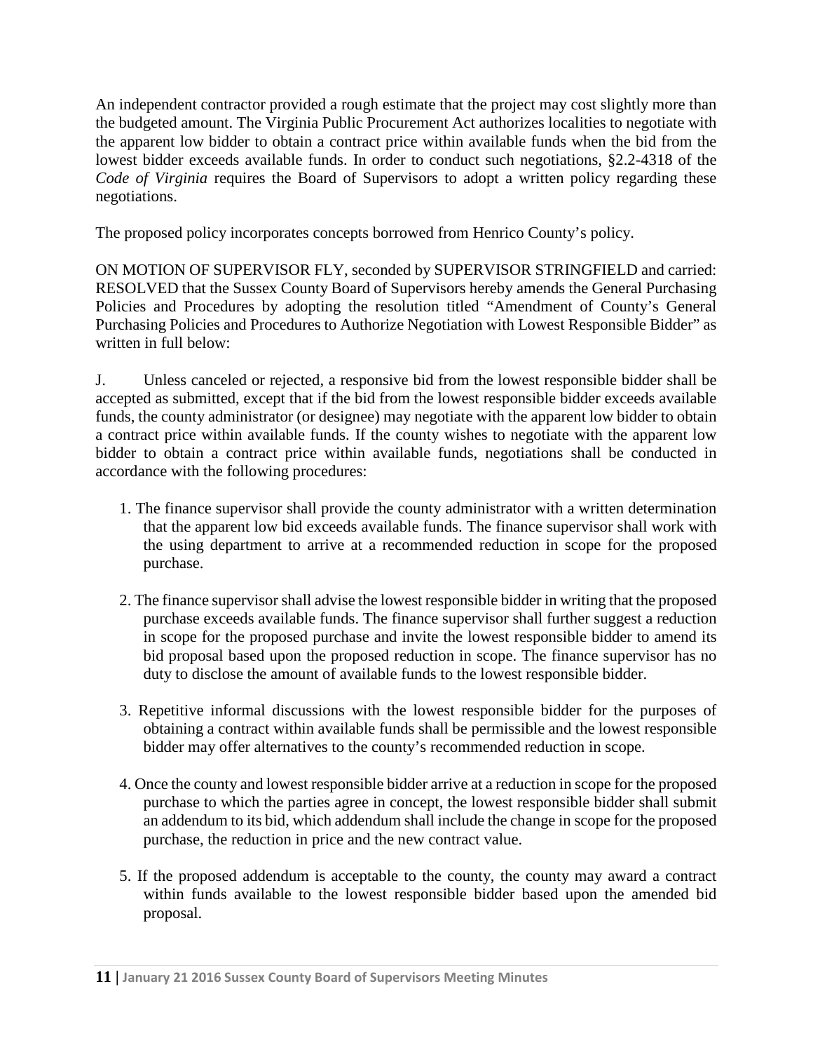An independent contractor provided a rough estimate that the project may cost slightly more than the budgeted amount. The Virginia Public Procurement Act authorizes localities to negotiate with the apparent low bidder to obtain a contract price within available funds when the bid from the lowest bidder exceeds available funds. In order to conduct such negotiations, §2.2-4318 of the *Code of Virginia* requires the Board of Supervisors to adopt a written policy regarding these negotiations.

The proposed policy incorporates concepts borrowed from Henrico County's policy.

ON MOTION OF SUPERVISOR FLY, seconded by SUPERVISOR STRINGFIELD and carried: RESOLVED that the Sussex County Board of Supervisors hereby amends the General Purchasing Policies and Procedures by adopting the resolution titled "Amendment of County's General Purchasing Policies and Procedures to Authorize Negotiation with Lowest Responsible Bidder" as written in full below:

J. Unless canceled or rejected, a responsive bid from the lowest responsible bidder shall be accepted as submitted, except that if the bid from the lowest responsible bidder exceeds available funds, the county administrator (or designee) may negotiate with the apparent low bidder to obtain a contract price within available funds. If the county wishes to negotiate with the apparent low bidder to obtain a contract price within available funds, negotiations shall be conducted in accordance with the following procedures:

1. The finance supervisor shall provide the county administrator with a written determination that the apparent low bid exceeds available funds. The finance supervisor shall work with the using department to arrive at a recommended reduction in scope for the proposed purchase.

2. The finance supervisor shall advise the lowest responsible bidder in writing that the proposed purchase exceeds available funds. The finance supervisor shall further suggest a reduction in scope for the proposed purchase and invite the lowest responsible bidder to amend its bid proposal based upon the proposed reduction in scope. The finance supervisor has no duty to disclose the amount of available funds to the lowest responsible bidder.

3. Repetitive informal discussions with the lowest responsible bidder for the purposes of obtaining a contract within available funds shall be permissible and the lowest responsible bidder may offer alternatives to the county's recommended reduction in scope.

4. Once the county and lowest responsible bidder arrive at a reduction in scope for the proposed purchase to which the parties agree in concept, the lowest responsible bidder shall submit an addendum to its bid, which addendum shall include the change in scope for the proposed purchase, the reduction in price and the new contract value.

5. If the proposed addendum is acceptable to the county, the county may award a contract within funds available to the lowest responsible bidder based upon the amended bid proposal.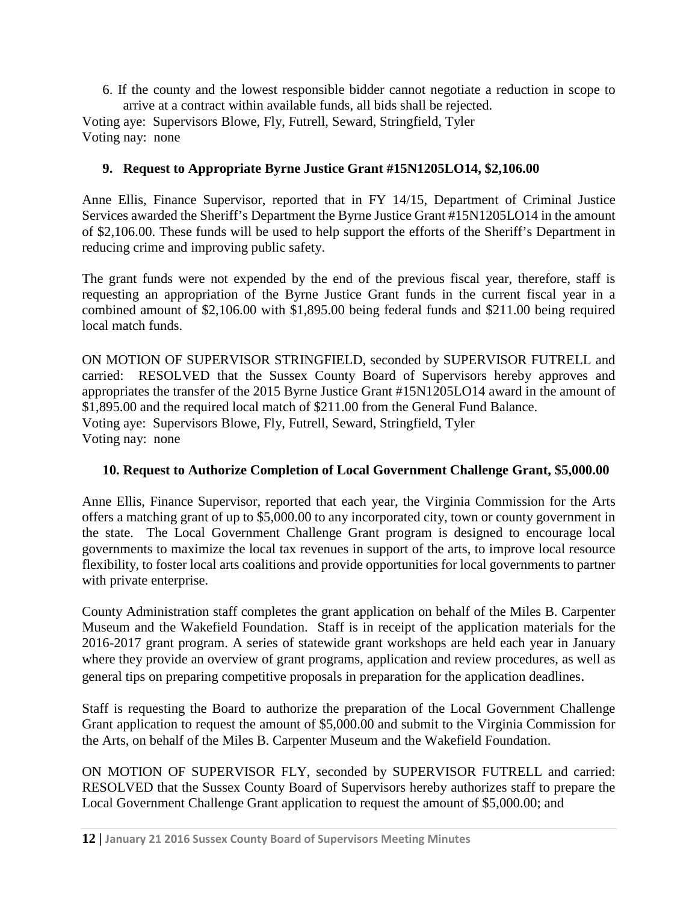6. If the county and the lowest responsible bidder cannot negotiate a reduction in scope to arrive at a contract within available funds, all bids shall be rejected.

Voting aye: Supervisors Blowe, Fly, Futrell, Seward, Stringfield, Tyler
Voting nay: none

### 9. Request to Appropriate Byrne Justice Grant #15N1205LO14, $2,106.00

Anne Ellis, Finance Supervisor, reported that in FY 14/15, Department of Criminal Justice Services awarded the Sheriff's Department the Byrne Justice Grant #15N1205LO14 in the amount of $2,106.00. These funds will be used to help support the efforts of the Sheriff's Department in reducing crime and improving public safety.

The grant funds were not expended by the end of the previous fiscal year, therefore, staff is requesting an appropriation of the Byrne Justice Grant funds in the current fiscal year in a combined amount of $2,106.00 with $1,895.00 being federal funds and $211.00 being required local match funds.

ON MOTION OF SUPERVISOR STRINGFIELD, seconded by SUPERVISOR FUTRELL and carried: RESOLVED that the Sussex County Board of Supervisors hereby approves and appropriates the transfer of the 2015 Byrne Justice Grant #15N1205LO14 award in the amount of $1,895.00 and the required local match of $211.00 from the General Fund Balance.
Voting aye: Supervisors Blowe, Fly, Futrell, Seward, Stringfield, Tyler
Voting nay: none

### 10. Request to Authorize Completion of Local Government Challenge Grant, $5,000.00

Anne Ellis, Finance Supervisor, reported that each year, the Virginia Commission for the Arts offers a matching grant of up to $5,000.00 to any incorporated city, town or county government in the state. The Local Government Challenge Grant program is designed to encourage local governments to maximize the local tax revenues in support of the arts, to improve local resource flexibility, to foster local arts coalitions and provide opportunities for local governments to partner with private enterprise.

County Administration staff completes the grant application on behalf of the Miles B. Carpenter Museum and the Wakefield Foundation. Staff is in receipt of the application materials for the 2016-2017 grant program. A series of statewide grant workshops are held each year in January where they provide an overview of grant programs, application and review procedures, as well as general tips on preparing competitive proposals in preparation for the application deadlines.

Staff is requesting the Board to authorize the preparation of the Local Government Challenge Grant application to request the amount of $5,000.00 and submit to the Virginia Commission for the Arts, on behalf of the Miles B. Carpenter Museum and the Wakefield Foundation.

ON MOTION OF SUPERVISOR FLY, seconded by SUPERVISOR FUTRELL and carried: RESOLVED that the Sussex County Board of Supervisors hereby authorizes staff to prepare the Local Government Challenge Grant application to request the amount of $5,000.00; and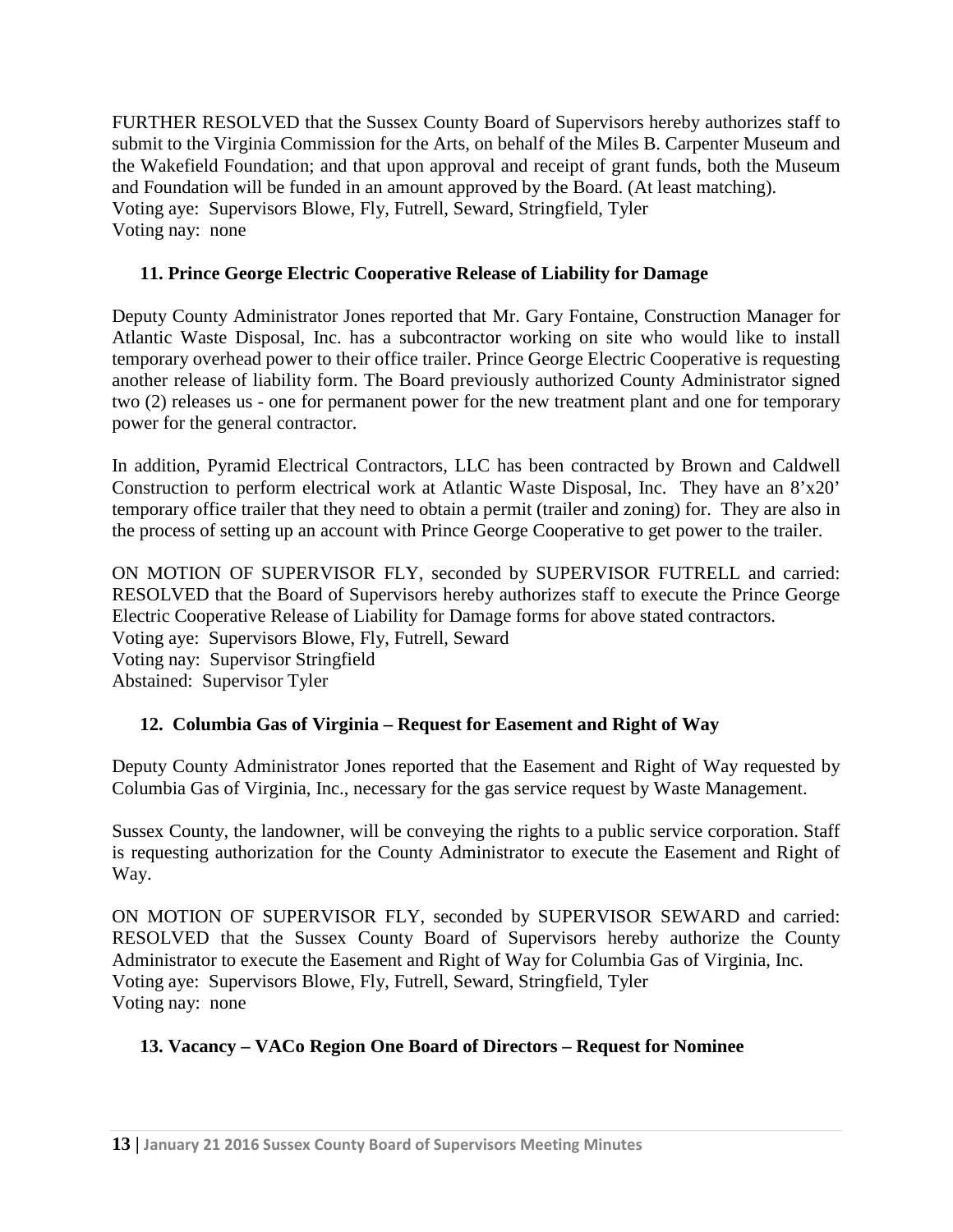FURTHER RESOLVED that the Sussex County Board of Supervisors hereby authorizes staff to submit to the Virginia Commission for the Arts, on behalf of the Miles B. Carpenter Museum and the Wakefield Foundation; and that upon approval and receipt of grant funds, both the Museum and Foundation will be funded in an amount approved by the Board. (At least matching).
Voting aye: Supervisors Blowe, Fly, Futrell, Seward, Stringfield, Tyler
Voting nay: none

### 11. Prince George Electric Cooperative Release of Liability for Damage

Deputy County Administrator Jones reported that Mr. Gary Fontaine, Construction Manager for Atlantic Waste Disposal, Inc. has a subcontractor working on site who would like to install temporary overhead power to their office trailer. Prince George Electric Cooperative is requesting another release of liability form. The Board previously authorized County Administrator signed two (2) releases us - one for permanent power for the new treatment plant and one for temporary power for the general contractor.

In addition, Pyramid Electrical Contractors, LLC has been contracted by Brown and Caldwell Construction to perform electrical work at Atlantic Waste Disposal, Inc. They have an 8'x20' temporary office trailer that they need to obtain a permit (trailer and zoning) for. They are also in the process of setting up an account with Prince George Cooperative to get power to the trailer.

ON MOTION OF SUPERVISOR FLY, seconded by SUPERVISOR FUTRELL and carried: RESOLVED that the Board of Supervisors hereby authorizes staff to execute the Prince George Electric Cooperative Release of Liability for Damage forms for above stated contractors.
Voting aye: Supervisors Blowe, Fly, Futrell, Seward
Voting nay: Supervisor Stringfield
Abstained: Supervisor Tyler

### 12. Columbia Gas of Virginia – Request for Easement and Right of Way

Deputy County Administrator Jones reported that the Easement and Right of Way requested by Columbia Gas of Virginia, Inc., necessary for the gas service request by Waste Management.

Sussex County, the landowner, will be conveying the rights to a public service corporation. Staff is requesting authorization for the County Administrator to execute the Easement and Right of Way.

ON MOTION OF SUPERVISOR FLY, seconded by SUPERVISOR SEWARD and carried: RESOLVED that the Sussex County Board of Supervisors hereby authorize the County Administrator to execute the Easement and Right of Way for Columbia Gas of Virginia, Inc.
Voting aye: Supervisors Blowe, Fly, Futrell, Seward, Stringfield, Tyler
Voting nay: none

### 13. Vacancy – VACo Region One Board of Directors – Request for Nominee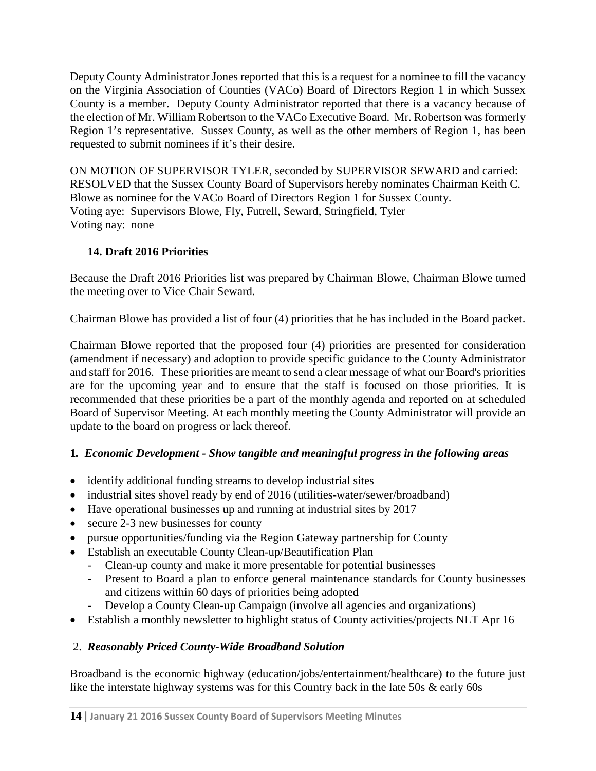Deputy County Administrator Jones reported that this is a request for a nominee to fill the vacancy on the Virginia Association of Counties (VACo) Board of Directors Region 1 in which Sussex County is a member. Deputy County Administrator reported that there is a vacancy because of the election of Mr. William Robertson to the VACo Executive Board. Mr. Robertson was formerly Region 1's representative. Sussex County, as well as the other members of Region 1, has been requested to submit nominees if it's their desire.

ON MOTION OF SUPERVISOR TYLER, seconded by SUPERVISOR SEWARD and carried: RESOLVED that the Sussex County Board of Supervisors hereby nominates Chairman Keith C. Blowe as nominee for the VACo Board of Directors Region 1 for Sussex County.
Voting aye: Supervisors Blowe, Fly, Futrell, Seward, Stringfield, Tyler
Voting nay: none

### 14. Draft 2016 Priorities

Because the Draft 2016 Priorities list was prepared by Chairman Blowe, Chairman Blowe turned the meeting over to Vice Chair Seward.

Chairman Blowe has provided a list of four (4) priorities that he has included in the Board packet.

Chairman Blowe reported that the proposed four (4) priorities are presented for consideration (amendment if necessary) and adoption to provide specific guidance to the County Administrator and staff for 2016. These priorities are meant to send a clear message of what our Board's priorities are for the upcoming year and to ensure that the staff is focused on those priorities. It is recommended that these priorities be a part of the monthly agenda and reported on at scheduled Board of Supervisor Meeting. At each monthly meeting the County Administrator will provide an update to the board on progress or lack thereof.

**1.** ***Economic Development - Show tangible and meaningful progress in the following areas***

- identify additional funding streams to develop industrial sites
- industrial sites shovel ready by end of 2016 (utilities-water/sewer/broadband)
- Have operational businesses up and running at industrial sites by 2017
- secure 2-3 new businesses for county
- pursue opportunities/funding via the Region Gateway partnership for County
- Establish an executable County Clean-up/Beautification Plan
  - Clean-up county and make it more presentable for potential businesses
  - Present to Board a plan to enforce general maintenance standards for County businesses and citizens within 60 days of priorities being adopted
  - Develop a County Clean-up Campaign (involve all agencies and organizations)
- Establish a monthly newsletter to highlight status of County activities/projects NLT Apr 16

2. ***Reasonably Priced County-Wide Broadband Solution***

Broadband is the economic highway (education/jobs/entertainment/healthcare) to the future just like the interstate highway systems was for this Country back in the late 50s & early 60s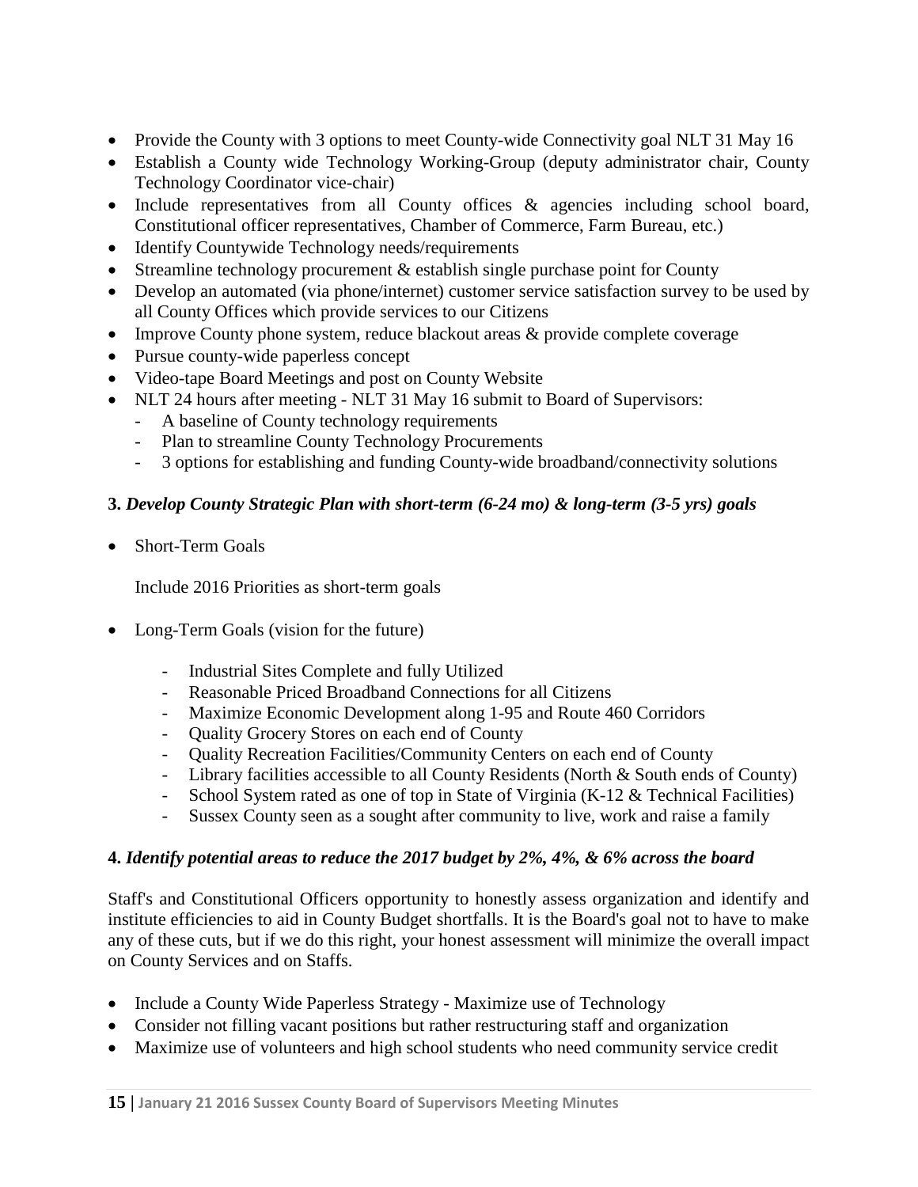- Provide the County with 3 options to meet County-wide Connectivity goal NLT 31 May 16
- Establish a County wide Technology Working-Group (deputy administrator chair, County Technology Coordinator vice-chair)
- Include representatives from all County offices & agencies including school board, Constitutional officer representatives, Chamber of Commerce, Farm Bureau, etc.)
- Identify Countywide Technology needs/requirements
- Streamline technology procurement & establish single purchase point for County
- Develop an automated (via phone/internet) customer service satisfaction survey to be used by all County Offices which provide services to our Citizens
- Improve County phone system, reduce blackout areas & provide complete coverage
- Pursue county-wide paperless concept
- Video-tape Board Meetings and post on County Website
- NLT 24 hours after meeting - NLT 31 May 16 submit to Board of Supervisors:
  - A baseline of County technology requirements
  - Plan to streamline County Technology Procurements
  - 3 options for establishing and funding County-wide broadband/connectivity solutions

**3. *Develop County Strategic Plan with short-term (6-24 mo) & long-term (3-5 yrs) goals***

- Short-Term Goals

  Include 2016 Priorities as short-term goals

- Long-Term Goals (vision for the future)

  - Industrial Sites Complete and fully Utilized
  - Reasonable Priced Broadband Connections for all Citizens
  - Maximize Economic Development along 1-95 and Route 460 Corridors
  - Quality Grocery Stores on each end of County
  - Quality Recreation Facilities/Community Centers on each end of County
  - Library facilities accessible to all County Residents (North & South ends of County)
  - School System rated as one of top in State of Virginia (K-12 & Technical Facilities)
  - Sussex County seen as a sought after community to live, work and raise a family

**4. *Identify potential areas to reduce the 2017 budget by 2%, 4%, & 6% across the board***

Staff's and Constitutional Officers opportunity to honestly assess organization and identify and institute efficiencies to aid in County Budget shortfalls. It is the Board's goal not to have to make any of these cuts, but if we do this right, your honest assessment will minimize the overall impact on County Services and on Staffs.

- Include a County Wide Paperless Strategy - Maximize use of Technology
- Consider not filling vacant positions but rather restructuring staff and organization
- Maximize use of volunteers and high school students who need community service credit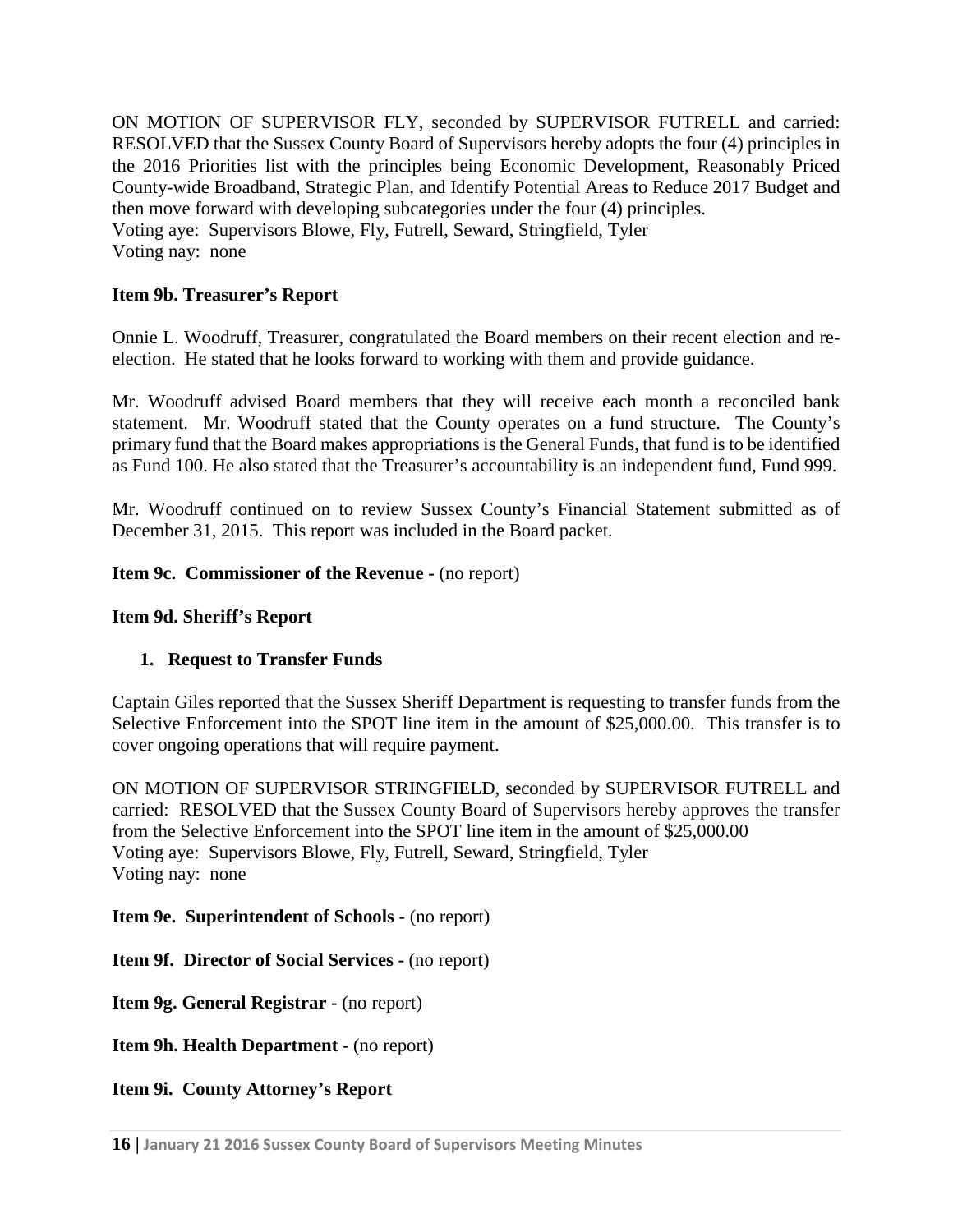ON MOTION OF SUPERVISOR FLY, seconded by SUPERVISOR FUTRELL and carried: RESOLVED that the Sussex County Board of Supervisors hereby adopts the four (4) principles in the 2016 Priorities list with the principles being Economic Development, Reasonably Priced County-wide Broadband, Strategic Plan, and Identify Potential Areas to Reduce 2017 Budget and then move forward with developing subcategories under the four (4) principles.
Voting aye: Supervisors Blowe, Fly, Futrell, Seward, Stringfield, Tyler
Voting nay: none

**Item 9b. Treasurer's Report**

Onnie L. Woodruff, Treasurer, congratulated the Board members on their recent election and re-election. He stated that he looks forward to working with them and provide guidance.

Mr. Woodruff advised Board members that they will receive each month a reconciled bank statement. Mr. Woodruff stated that the County operates on a fund structure. The County's primary fund that the Board makes appropriations is the General Funds, that fund is to be identified as Fund 100. He also stated that the Treasurer's accountability is an independent fund, Fund 999.

Mr. Woodruff continued on to review Sussex County's Financial Statement submitted as of December 31, 2015. This report was included in the Board packet.

**Item 9c. Commissioner of the Revenue -** (no report)

**Item 9d. Sheriff's Report**

1. **Request to Transfer Funds**

Captain Giles reported that the Sussex Sheriff Department is requesting to transfer funds from the Selective Enforcement into the SPOT line item in the amount of $25,000.00. This transfer is to cover ongoing operations that will require payment.

ON MOTION OF SUPERVISOR STRINGFIELD, seconded by SUPERVISOR FUTRELL and carried: RESOLVED that the Sussex County Board of Supervisors hereby approves the transfer from the Selective Enforcement into the SPOT line item in the amount of $25,000.00
Voting aye: Supervisors Blowe, Fly, Futrell, Seward, Stringfield, Tyler
Voting nay: none

**Item 9e. Superintendent of Schools -** (no report)

**Item 9f. Director of Social Services -** (no report)

**Item 9g. General Registrar -** (no report)

**Item 9h. Health Department -** (no report)

**Item 9i. County Attorney's Report**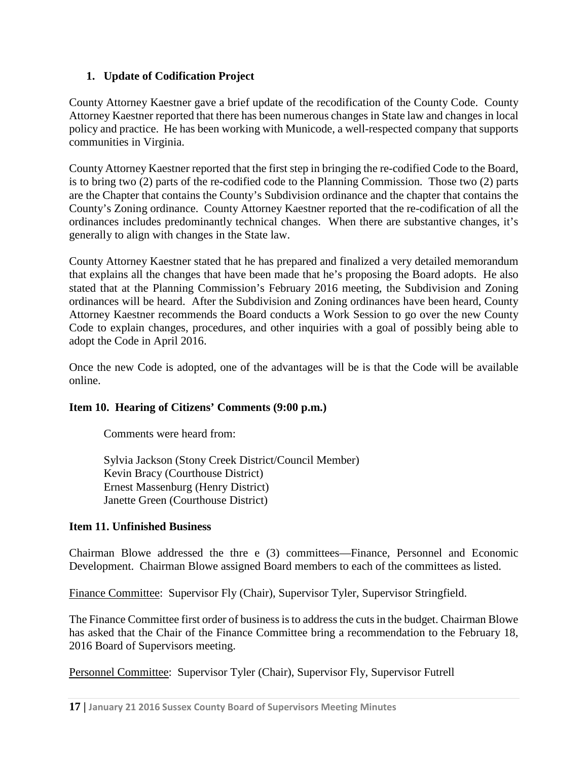## 1. Update of Codification Project

County Attorney Kaestner gave a brief update of the recodification of the County Code. County Attorney Kaestner reported that there has been numerous changes in State law and changes in local policy and practice. He has been working with Municode, a well-respected company that supports communities in Virginia.

County Attorney Kaestner reported that the first step in bringing the re-codified Code to the Board, is to bring two (2) parts of the re-codified code to the Planning Commission. Those two (2) parts are the Chapter that contains the County's Subdivision ordinance and the chapter that contains the County's Zoning ordinance. County Attorney Kaestner reported that the re-codification of all the ordinances includes predominantly technical changes. When there are substantive changes, it's generally to align with changes in the State law.

County Attorney Kaestner stated that he has prepared and finalized a very detailed memorandum that explains all the changes that have been made that he's proposing the Board adopts. He also stated that at the Planning Commission's February 2016 meeting, the Subdivision and Zoning ordinances will be heard. After the Subdivision and Zoning ordinances have been heard, County Attorney Kaestner recommends the Board conducts a Work Session to go over the new County Code to explain changes, procedures, and other inquiries with a goal of possibly being able to adopt the Code in April 2016.

Once the new Code is adopted, one of the advantages will be is that the Code will be available online.

## Item 10. Hearing of Citizens' Comments (9:00 p.m.)

Comments were heard from:

Sylvia Jackson (Stony Creek District/Council Member)
Kevin Bracy (Courthouse District)
Ernest Massenburg (Henry District)
Janette Green (Courthouse District)

## Item 11. Unfinished Business

Chairman Blowe addressed the thre e (3) committees—Finance, Personnel and Economic Development. Chairman Blowe assigned Board members to each of the committees as listed.

Finance Committee: Supervisor Fly (Chair), Supervisor Tyler, Supervisor Stringfield.

The Finance Committee first order of business is to address the cuts in the budget. Chairman Blowe has asked that the Chair of the Finance Committee bring a recommendation to the February 18, 2016 Board of Supervisors meeting.

Personnel Committee: Supervisor Tyler (Chair), Supervisor Fly, Supervisor Futrell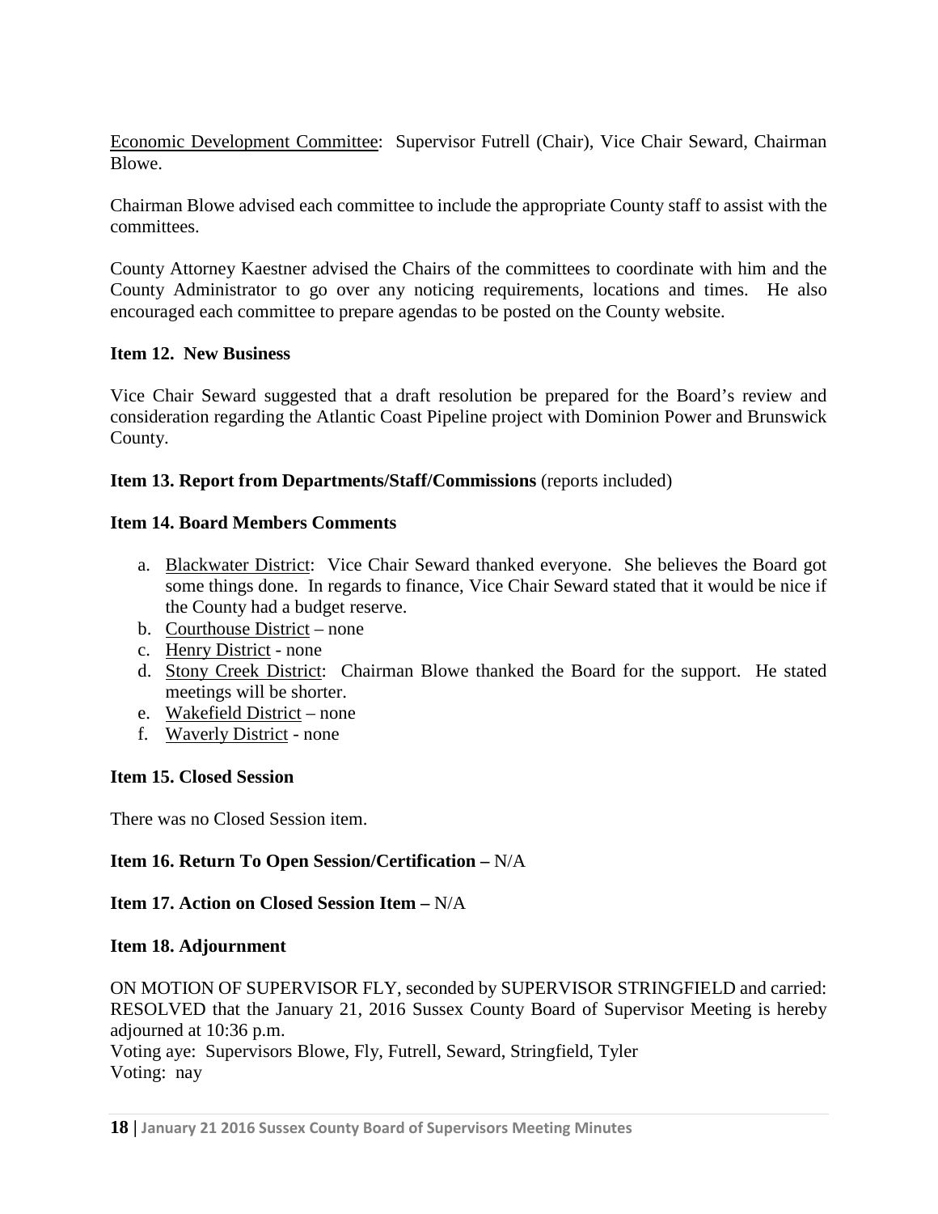Economic Development Committee: Supervisor Futrell (Chair), Vice Chair Seward, Chairman Blowe.

Chairman Blowe advised each committee to include the appropriate County staff to assist with the committees.

County Attorney Kaestner advised the Chairs of the committees to coordinate with him and the County Administrator to go over any noticing requirements, locations and times. He also encouraged each committee to prepare agendas to be posted on the County website.

**Item 12. New Business**

Vice Chair Seward suggested that a draft resolution be prepared for the Board's review and consideration regarding the Atlantic Coast Pipeline project with Dominion Power and Brunswick County.

**Item 13. Report from Departments/Staff/Commissions** (reports included)

**Item 14. Board Members Comments**

a. Blackwater District: Vice Chair Seward thanked everyone. She believes the Board got some things done. In regards to finance, Vice Chair Seward stated that it would be nice if the County had a budget reserve.
b. Courthouse District – none
c. Henry District - none
d. Stony Creek District: Chairman Blowe thanked the Board for the support. He stated meetings will be shorter.
e. Wakefield District – none
f. Waverly District - none

**Item 15. Closed Session**

There was no Closed Session item.

**Item 16. Return To Open Session/Certification –** N/A

**Item 17. Action on Closed Session Item –** N/A

**Item 18. Adjournment**

ON MOTION OF SUPERVISOR FLY, seconded by SUPERVISOR STRINGFIELD and carried: RESOLVED that the January 21, 2016 Sussex County Board of Supervisor Meeting is hereby adjourned at 10:36 p.m.
Voting aye: Supervisors Blowe, Fly, Futrell, Seward, Stringfield, Tyler
Voting: nay